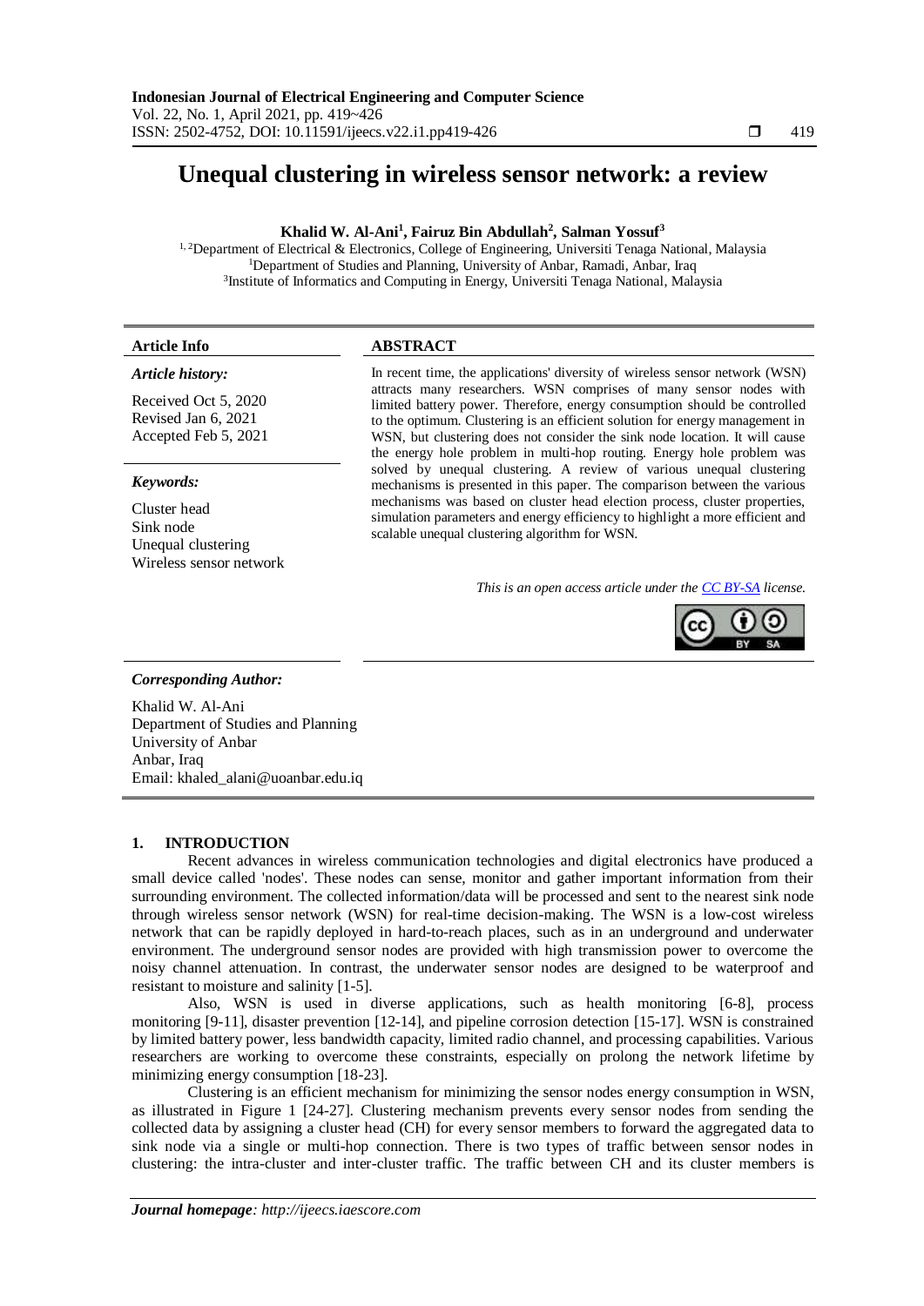# Unequal clustering in wireless sensor network: a review

**Khalid W. Al-Ani[1], Fairuz Bin Abdullah[2], Salman Yossuf[3]**

[1, 2]Department of Electrical & Electronics, College of Engineering, Universiti Tenaga National, Malaysia
[1]Department of Studies and Planning, University of Anbar, Ramadi, Anbar, Iraq
[3]Institute of Informatics and Computing in Energy, Universiti Tenaga National, Malaysia

**Article Info**

*Article history:*

Received Oct 5, 2020
Revised Jan 6, 2021
Accepted Feb 5, 2021

*Keywords:*

Cluster head
Sink node
Unequal clustering
Wireless sensor network

**ABSTRACT**

In recent time, the applications' diversity of wireless sensor network (WSN) attracts many researchers. WSN comprises of many sensor nodes with limited battery power. Therefore, energy consumption should be controlled to the optimum. Clustering is an efficient solution for energy management in WSN, but clustering does not consider the sink node location. It will cause the energy hole problem in multi-hop routing. Energy hole problem was solved by unequal clustering. A review of various unequal clustering mechanisms is presented in this paper. The comparison between the various mechanisms was based on cluster head election process, cluster properties, simulation parameters and energy efficiency to highlight a more efficient and scalable unequal clustering algorithm for WSN.

*This is an open access article under the CC BY-SA license.*

***Corresponding Author:***

Khalid W. Al-Ani
Department of Studies and Planning
University of Anbar
Anbar, Iraq
Email: khaled_alani@uoanbar.edu.iq

## 1. INTRODUCTION

Recent advances in wireless communication technologies and digital electronics have produced a small device called 'nodes'. These nodes can sense, monitor and gather important information from their surrounding environment. The collected information/data will be processed and sent to the nearest sink node through wireless sensor network (WSN) for real-time decision-making. The WSN is a low-cost wireless network that can be rapidly deployed in hard-to-reach places, such as in an underground and underwater environment. The underground sensor nodes are provided with high transmission power to overcome the noisy channel attenuation. In contrast, the underwater sensor nodes are designed to be waterproof and resistant to moisture and salinity [1-5].

Also, WSN is used in diverse applications, such as health monitoring [6-8], process monitoring [9-11], disaster prevention [12-14], and pipeline corrosion detection [15-17]. WSN is constrained by limited battery power, less bandwidth capacity, limited radio channel, and processing capabilities. Various researchers are working to overcome these constraints, especially on prolong the network lifetime by minimizing energy consumption [18-23].

Clustering is an efficient mechanism for minimizing the sensor nodes energy consumption in WSN, as illustrated in Figure 1 [24-27]. Clustering mechanism prevents every sensor nodes from sending the collected data by assigning a cluster head (CH) for every sensor members to forward the aggregated data to sink node via a single or multi-hop connection. There is two types of traffic between sensor nodes in clustering: the intra-cluster and inter-cluster traffic. The traffic between CH and its cluster members is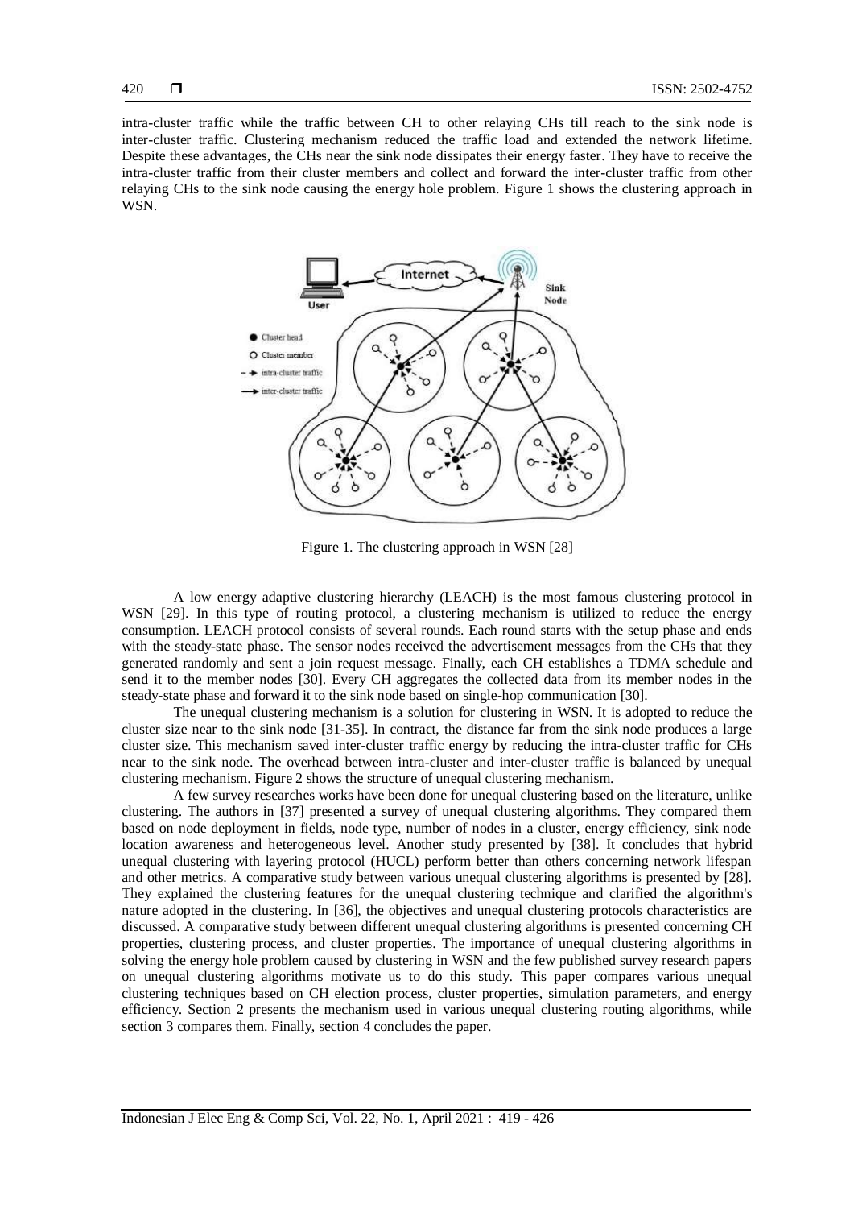intra-cluster traffic while the traffic between CH to other relaying CHs till reach to the sink node is inter-cluster traffic. Clustering mechanism reduced the traffic load and extended the network lifetime. Despite these advantages, the CHs near the sink node dissipates their energy faster. They have to receive the intra-cluster traffic from their cluster members and collect and forward the inter-cluster traffic from other relaying CHs to the sink node causing the energy hole problem. Figure 1 shows the clustering approach in WSN.

Figure 1. The clustering approach in WSN [28]

A low energy adaptive clustering hierarchy (LEACH) is the most famous clustering protocol in WSN [29]. In this type of routing protocol, a clustering mechanism is utilized to reduce the energy consumption. LEACH protocol consists of several rounds. Each round starts with the setup phase and ends with the steady-state phase. The sensor nodes received the advertisement messages from the CHs that they generated randomly and sent a join request message. Finally, each CH establishes a TDMA schedule and send it to the member nodes [30]. Every CH aggregates the collected data from its member nodes in the steady-state phase and forward it to the sink node based on single-hop communication [30].

The unequal clustering mechanism is a solution for clustering in WSN. It is adopted to reduce the cluster size near to the sink node [31-35]. In contract, the distance far from the sink node produces a large cluster size. This mechanism saved inter-cluster traffic energy by reducing the intra-cluster traffic for CHs near to the sink node. The overhead between intra-cluster and inter-cluster traffic is balanced by unequal clustering mechanism. Figure 2 shows the structure of unequal clustering mechanism.

A few survey researches works have been done for unequal clustering based on the literature, unlike clustering. The authors in [37] presented a survey of unequal clustering algorithms. They compared them based on node deployment in fields, node type, number of nodes in a cluster, energy efficiency, sink node location awareness and heterogeneous level. Another study presented by [38]. It concludes that hybrid unequal clustering with layering protocol (HUCL) perform better than others concerning network lifespan and other metrics. A comparative study between various unequal clustering algorithms is presented by [28]. They explained the clustering features for the unequal clustering technique and clarified the algorithm's nature adopted in the clustering. In [36], the objectives and unequal clustering protocols characteristics are discussed. A comparative study between different unequal clustering algorithms is presented concerning CH properties, clustering process, and cluster properties. The importance of unequal clustering algorithms in solving the energy hole problem caused by clustering in WSN and the few published survey research papers on unequal clustering algorithms motivate us to do this study. This paper compares various unequal clustering techniques based on CH election process, cluster properties, simulation parameters, and energy efficiency. Section 2 presents the mechanism used in various unequal clustering routing algorithms, while section 3 compares them. Finally, section 4 concludes the paper.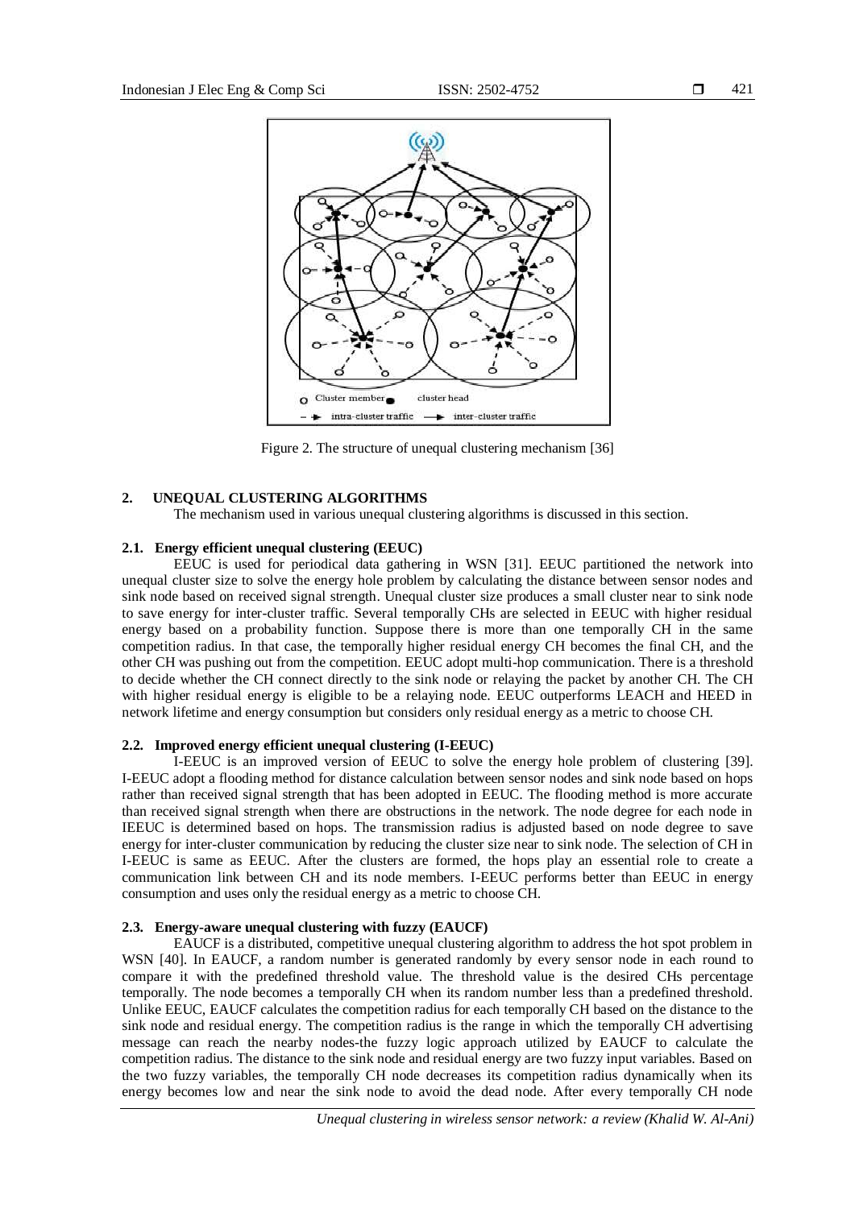Figure 2. The structure of unequal clustering mechanism [36]

## 2. UNEQUAL CLUSTERING ALGORITHMS

The mechanism used in various unequal clustering algorithms is discussed in this section.

### 2.1. Energy efficient unequal clustering (EEUC)

EEUC is used for periodical data gathering in WSN [31]. EEUC partitioned the network into unequal cluster size to solve the energy hole problem by calculating the distance between sensor nodes and sink node based on received signal strength. Unequal cluster size produces a small cluster near to sink node to save energy for inter-cluster traffic. Several temporally CHs are selected in EEUC with higher residual energy based on a probability function. Suppose there is more than one temporally CH in the same competition radius. In that case, the temporally higher residual energy CH becomes the final CH, and the other CH was pushing out from the competition. EEUC adopt multi-hop communication. There is a threshold to decide whether the CH connect directly to the sink node or relaying the packet by another CH. The CH with higher residual energy is eligible to be a relaying node. EEUC outperforms LEACH and HEED in network lifetime and energy consumption but considers only residual energy as a metric to choose CH.

### 2.2. Improved energy efficient unequal clustering (I-EEUC)

I-EEUC is an improved version of EEUC to solve the energy hole problem of clustering [39]. I-EEUC adopt a flooding method for distance calculation between sensor nodes and sink node based on hops rather than received signal strength that has been adopted in EEUC. The flooding method is more accurate than received signal strength when there are obstructions in the network. The node degree for each node in IEEUC is determined based on hops. The transmission radius is adjusted based on node degree to save energy for inter-cluster communication by reducing the cluster size near to sink node. The selection of CH in I-EEUC is same as EEUC. After the clusters are formed, the hops play an essential role to create a communication link between CH and its node members. I-EEUC performs better than EEUC in energy consumption and uses only the residual energy as a metric to choose CH.

### 2.3. Energy-aware unequal clustering with fuzzy (EAUCF)

EAUCF is a distributed, competitive unequal clustering algorithm to address the hot spot problem in WSN [40]. In EAUCF, a random number is generated randomly by every sensor node in each round to compare it with the predefined threshold value. The threshold value is the desired CHs percentage temporally. The node becomes a temporally CH when its random number less than a predefined threshold. Unlike EEUC, EAUCF calculates the competition radius for each temporally CH based on the distance to the sink node and residual energy. The competition radius is the range in which the temporally CH advertising message can reach the nearby nodes-the fuzzy logic approach utilized by EAUCF to calculate the competition radius. The distance to the sink node and residual energy are two fuzzy input variables. Based on the two fuzzy variables, the temporally CH node decreases its competition radius dynamically when its energy becomes low and near the sink node to avoid the dead node. After every temporally CH node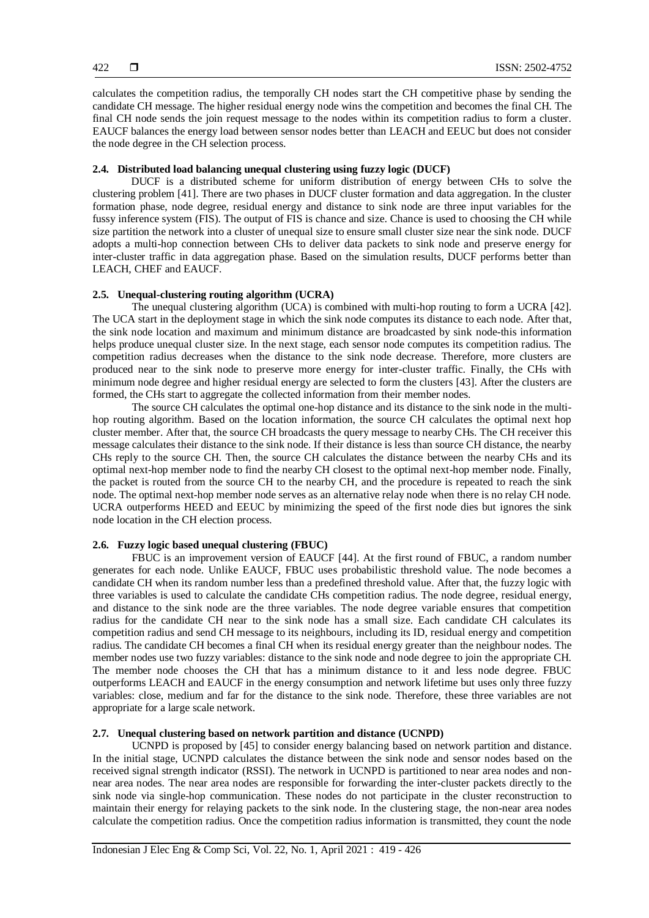calculates the competition radius, the temporally CH nodes start the CH competitive phase by sending the candidate CH message. The higher residual energy node wins the competition and becomes the final CH. The final CH node sends the join request message to the nodes within its competition radius to form a cluster. EAUCF balances the energy load between sensor nodes better than LEACH and EEUC but does not consider the node degree in the CH selection process.

### 2.4. Distributed load balancing unequal clustering using fuzzy logic (DUCF)

DUCF is a distributed scheme for uniform distribution of energy between CHs to solve the clustering problem [41]. There are two phases in DUCF cluster formation and data aggregation. In the cluster formation phase, node degree, residual energy and distance to sink node are three input variables for the fussy inference system (FIS). The output of FIS is chance and size. Chance is used to choosing the CH while size partition the network into a cluster of unequal size to ensure small cluster size near the sink node. DUCF adopts a multi-hop connection between CHs to deliver data packets to sink node and preserve energy for inter-cluster traffic in data aggregation phase. Based on the simulation results, DUCF performs better than LEACH, CHEF and EAUCF.

### 2.5. Unequal-clustering routing algorithm (UCRA)

The unequal clustering algorithm (UCA) is combined with multi-hop routing to form a UCRA [42]. The UCA start in the deployment stage in which the sink node computes its distance to each node. After that, the sink node location and maximum and minimum distance are broadcasted by sink node-this information helps produce unequal cluster size. In the next stage, each sensor node computes its competition radius. The competition radius decreases when the distance to the sink node decrease. Therefore, more clusters are produced near to the sink node to preserve more energy for inter-cluster traffic. Finally, the CHs with minimum node degree and higher residual energy are selected to form the clusters [43]. After the clusters are formed, the CHs start to aggregate the collected information from their member nodes.

The source CH calculates the optimal one-hop distance and its distance to the sink node in the multi-hop routing algorithm. Based on the location information, the source CH calculates the optimal next hop cluster member. After that, the source CH broadcasts the query message to nearby CHs. The CH receiver this message calculates their distance to the sink node. If their distance is less than source CH distance, the nearby CHs reply to the source CH. Then, the source CH calculates the distance between the nearby CHs and its optimal next-hop member node to find the nearby CH closest to the optimal next-hop member node. Finally, the packet is routed from the source CH to the nearby CH, and the procedure is repeated to reach the sink node. The optimal next-hop member node serves as an alternative relay node when there is no relay CH node. UCRA outperforms HEED and EEUC by minimizing the speed of the first node dies but ignores the sink node location in the CH election process.

### 2.6. Fuzzy logic based unequal clustering (FBUC)

FBUC is an improvement version of EAUCF [44]. At the first round of FBUC, a random number generates for each node. Unlike EAUCF, FBUC uses probabilistic threshold value. The node becomes a candidate CH when its random number less than a predefined threshold value. After that, the fuzzy logic with three variables is used to calculate the candidate CHs competition radius. The node degree, residual energy, and distance to the sink node are the three variables. The node degree variable ensures that competition radius for the candidate CH near to the sink node has a small size. Each candidate CH calculates its competition radius and send CH message to its neighbours, including its ID, residual energy and competition radius. The candidate CH becomes a final CH when its residual energy greater than the neighbour nodes. The member nodes use two fuzzy variables: distance to the sink node and node degree to join the appropriate CH. The member node chooses the CH that has a minimum distance to it and less node degree. FBUC outperforms LEACH and EAUCF in the energy consumption and network lifetime but uses only three fuzzy variables: close, medium and far for the distance to the sink node. Therefore, these three variables are not appropriate for a large scale network.

### 2.7. Unequal clustering based on network partition and distance (UCNPD)

UCNPD is proposed by [45] to consider energy balancing based on network partition and distance. In the initial stage, UCNPD calculates the distance between the sink node and sensor nodes based on the received signal strength indicator (RSSI). The network in UCNPD is partitioned to near area nodes and non-near area nodes. The near area nodes are responsible for forwarding the inter-cluster packets directly to the sink node via single-hop communication. These nodes do not participate in the cluster reconstruction to maintain their energy for relaying packets to the sink node. In the clustering stage, the non-near area nodes calculate the competition radius. Once the competition radius information is transmitted, they count the node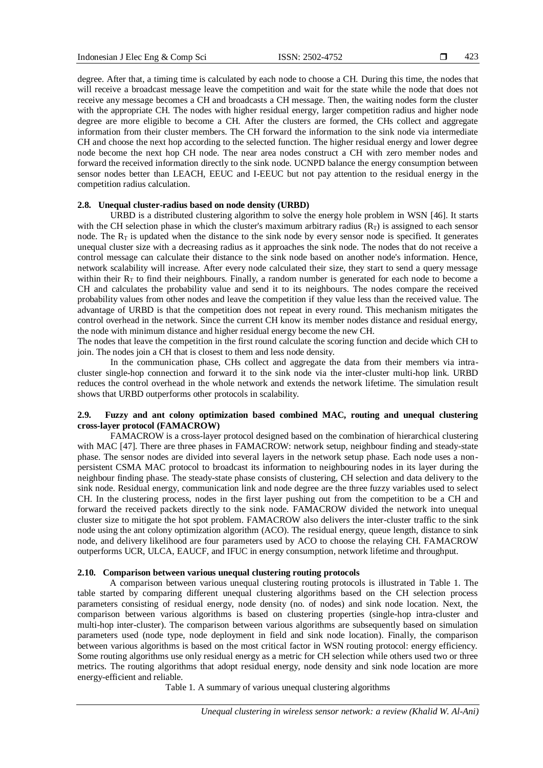degree. After that, a timing time is calculated by each node to choose a CH. During this time, the nodes that will receive a broadcast message leave the competition and wait for the state while the node that does not receive any message becomes a CH and broadcasts a CH message. Then, the waiting nodes form the cluster with the appropriate CH. The nodes with higher residual energy, larger competition radius and higher node degree are more eligible to become a CH. After the clusters are formed, the CHs collect and aggregate information from their cluster members. The CH forward the information to the sink node via intermediate CH and choose the next hop according to the selected function. The higher residual energy and lower degree node become the next hop CH node. The near area nodes construct a CH with zero member nodes and forward the received information directly to the sink node. UCNPD balance the energy consumption between sensor nodes better than LEACH, EEUC and I-EEUC but not pay attention to the residual energy in the competition radius calculation.

### 2.8. Unequal cluster-radius based on node density (URBD)

URBD is a distributed clustering algorithm to solve the energy hole problem in WSN [46]. It starts with the CH selection phase in which the cluster's maximum arbitrary radius ($R_T$) is assigned to each sensor node. The $R_T$ is updated when the distance to the sink node by every sensor node is specified. It generates unequal cluster size with a decreasing radius as it approaches the sink node. The nodes that do not receive a control message can calculate their distance to the sink node based on another node's information. Hence, network scalability will increase. After every node calculated their size, they start to send a query message within their $R_T$ to find their neighbours. Finally, a random number is generated for each node to become a CH and calculates the probability value and send it to its neighbours. The nodes compare the received probability values from other nodes and leave the competition if they value less than the received value. The advantage of URBD is that the competition does not repeat in every round. This mechanism mitigates the control overhead in the network. Since the current CH know its member nodes distance and residual energy, the node with minimum distance and higher residual energy become the new CH.

The nodes that leave the competition in the first round calculate the scoring function and decide which CH to join. The nodes join a CH that is closest to them and less node density.

In the communication phase, CHs collect and aggregate the data from their members via intra-cluster single-hop connection and forward it to the sink node via the inter-cluster multi-hop link. URBD reduces the control overhead in the whole network and extends the network lifetime. The simulation result shows that URBD outperforms other protocols in scalability.

### 2.9. Fuzzy and ant colony optimization based combined MAC, routing and unequal clustering cross-layer protocol (FAMACROW)

FAMACROW is a cross-layer protocol designed based on the combination of hierarchical clustering with MAC [47]. There are three phases in FAMACROW: network setup, neighbour finding and steady-state phase. The sensor nodes are divided into several layers in the network setup phase. Each node uses a non-persistent CSMA MAC protocol to broadcast its information to neighbouring nodes in its layer during the neighbour finding phase. The steady-state phase consists of clustering, CH selection and data delivery to the sink node. Residual energy, communication link and node degree are the three fuzzy variables used to select CH. In the clustering process, nodes in the first layer pushing out from the competition to be a CH and forward the received packets directly to the sink node. FAMACROW divided the network into unequal cluster size to mitigate the hot spot problem. FAMACROW also delivers the inter-cluster traffic to the sink node using the ant colony optimization algorithm (ACO). The residual energy, queue length, distance to sink node, and delivery likelihood are four parameters used by ACO to choose the relaying CH. FAMACROW outperforms UCR, ULCA, EAUCF, and IFUC in energy consumption, network lifetime and throughput.

### 2.10. Comparison between various unequal clustering routing protocols

A comparison between various unequal clustering routing protocols is illustrated in Table 1. The table started by comparing different unequal clustering algorithms based on the CH selection process parameters consisting of residual energy, node density (no. of nodes) and sink node location. Next, the comparison between various algorithms is based on clustering properties (single-hop intra-cluster and multi-hop inter-cluster). The comparison between various algorithms are subsequently based on simulation parameters used (node type, node deployment in field and sink node location). Finally, the comparison between various algorithms is based on the most critical factor in WSN routing protocol: energy efficiency. Some routing algorithms use only residual energy as a metric for CH selection while others used two or three metrics. The routing algorithms that adopt residual energy, node density and sink node location are more energy-efficient and reliable.

Table 1. A summary of various unequal clustering algorithms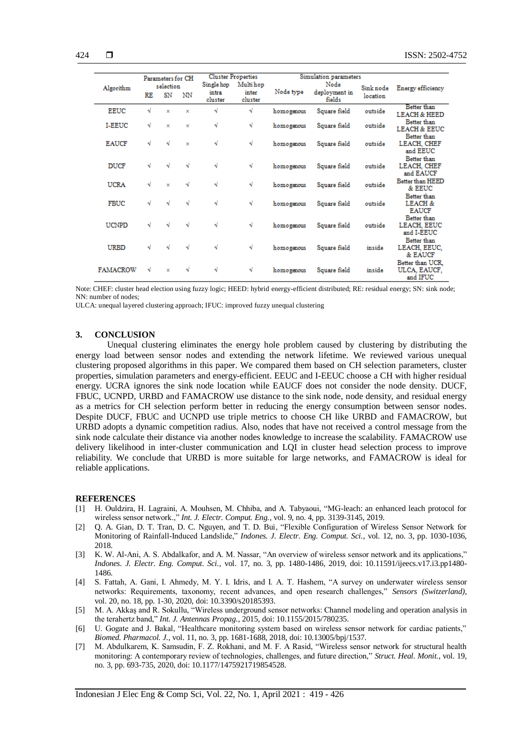| Algorithm | Parameters for CH selection | | | Cluster Properties | | Simulation parameters | | | Energy efficiency |
|---|---|---|---|---|---|---|---|---|---|
| | RE | SN | NN | Single hop intra cluster | Multi hop inter cluster | Node type | Node deployment in fields | Sink node location | |
| EEUC | √ | × | × | √ | √ | homogenous | Square field | outside | Better than LEACH & HEED |
| I-EEUC | √ | × | × | √ | √ | homogenous | Square field | outside | Better than LEACH & EEUC |
| EAUCF | √ | √ | × | √ | √ | homogenous | Square field | outside | Better than LEACH, CHEF and EEUC |
| DUCF | √ | √ | √ | √ | √ | homogenous | Square field | outside | Better than LEACH, CHEF and EAUCF |
| UCRA | √ | × | √ | √ | √ | homogenous | Square field | outside | Better than HEED & EEUC |
| FBUC | √ | √ | √ | √ | √ | homogenous | Square field | outside | Better than LEACH & EAUCF |
| UCNPD | √ | √ | √ | √ | √ | homogenous | Square field | outside | Better than LEACH, EEUC and I-EEUC |
| URBD | √ | √ | √ | √ | √ | homogenous | Square field | inside | Better than LEACH, EEUC, & EAUCF |
| FAMACROW | √ | × | √ | √ | √ | homogenous | Square field | inside | Better than UCR, ULCA, EAUCF, and IFUC |

Note: CHEF: cluster head election using fuzzy logic; HEED: hybrid energy-efficient distributed; RE: residual energy; SN: sink node; NN: number of nodes;
ULCA: unequal layered clustering approach; IFUC: improved fuzzy unequal clustering

## 3. CONCLUSION

Unequal clustering eliminates the energy hole problem caused by clustering by distributing the energy load between sensor nodes and extending the network lifetime. We reviewed various unequal clustering proposed algorithms in this paper. We compared them based on CH selection parameters, cluster properties, simulation parameters and energy-efficient. EEUC and I-EEUC choose a CH with higher residual energy. UCRA ignores the sink node location while EAUCF does not consider the node density. DUCF, FBUC, UCNPD, URBD and FAMACROW use distance to the sink node, node density, and residual energy as a metrics for CH selection perform better in reducing the energy consumption between sensor nodes. Despite DUCF, FBUC and UCNPD use triple metrics to choose CH like URBD and FAMACROW, but URBD adopts a dynamic competition radius. Also, nodes that have not received a control message from the sink node calculate their distance via another nodes knowledge to increase the scalability. FAMACROW use delivery likelihood in inter-cluster communication and LQI in cluster head selection process to improve reliability. We conclude that URBD is more suitable for large networks, and FAMACROW is ideal for reliable applications.

## REFERENCES

[1] H. Ouldzira, H. Lagraini, A. Mouhsen, M. Chhiba, and A. Tabyaoui, "MG-leach: an enhanced leach protocol for wireless sensor network.," *Int. J. Electr. Comput. Eng.*, vol. 9, no. 4, pp. 3139-3145, 2019.

[2] Q. A. Gian, D. T. Tran, D. C. Nguyen, and T. D. Bui, "Flexible Configuration of Wireless Sensor Network for Monitoring of Rainfall-Induced Landslide," *Indones. J. Electr. Eng. Comput. Sci.*, vol. 12, no. 3, pp. 1030-1036, 2018.

[3] K. W. Al-Ani, A. S. Abdalkafor, and A. M. Nassar, "An overview of wireless sensor network and its applications," *Indones. J. Electr. Eng. Comput. Sci.*, vol. 17, no. 3, pp. 1480-1486, 2019, doi: 10.11591/ijeecs.v17.i3.pp1480-1486.

[4] S. Fattah, A. Gani, I. Ahmedy, M. Y. I. Idris, and I. A. T. Hashem, "A survey on underwater wireless sensor networks: Requirements, taxonomy, recent advances, and open research challenges," *Sensors (Switzerland)*, vol. 20, no. 18, pp. 1-30, 2020, doi: 10.3390/s20185393.

[5] M. A. Akkaş and R. Sokullu, "Wireless underground sensor networks: Channel modeling and operation analysis in the terahertz band," *Int. J. Antennas Propag.*, 2015, doi: 10.1155/2015/780235.

[6] U. Gogate and J. Bakal, "Healthcare monitoring system based on wireless sensor network for cardiac patients," *Biomed. Pharmacol. J.*, vol. 11, no. 3, pp. 1681-1688, 2018, doi: 10.13005/bpj/1537.

[7] M. Abdulkarem, K. Samsudin, F. Z. Rokhani, and M. F. A Rasid, "Wireless sensor network for structural health monitoring: A contemporary review of technologies, challenges, and future direction," *Struct. Heal. Monit.*, vol. 19, no. 3, pp. 693-735, 2020, doi: 10.1177/1475921719854528.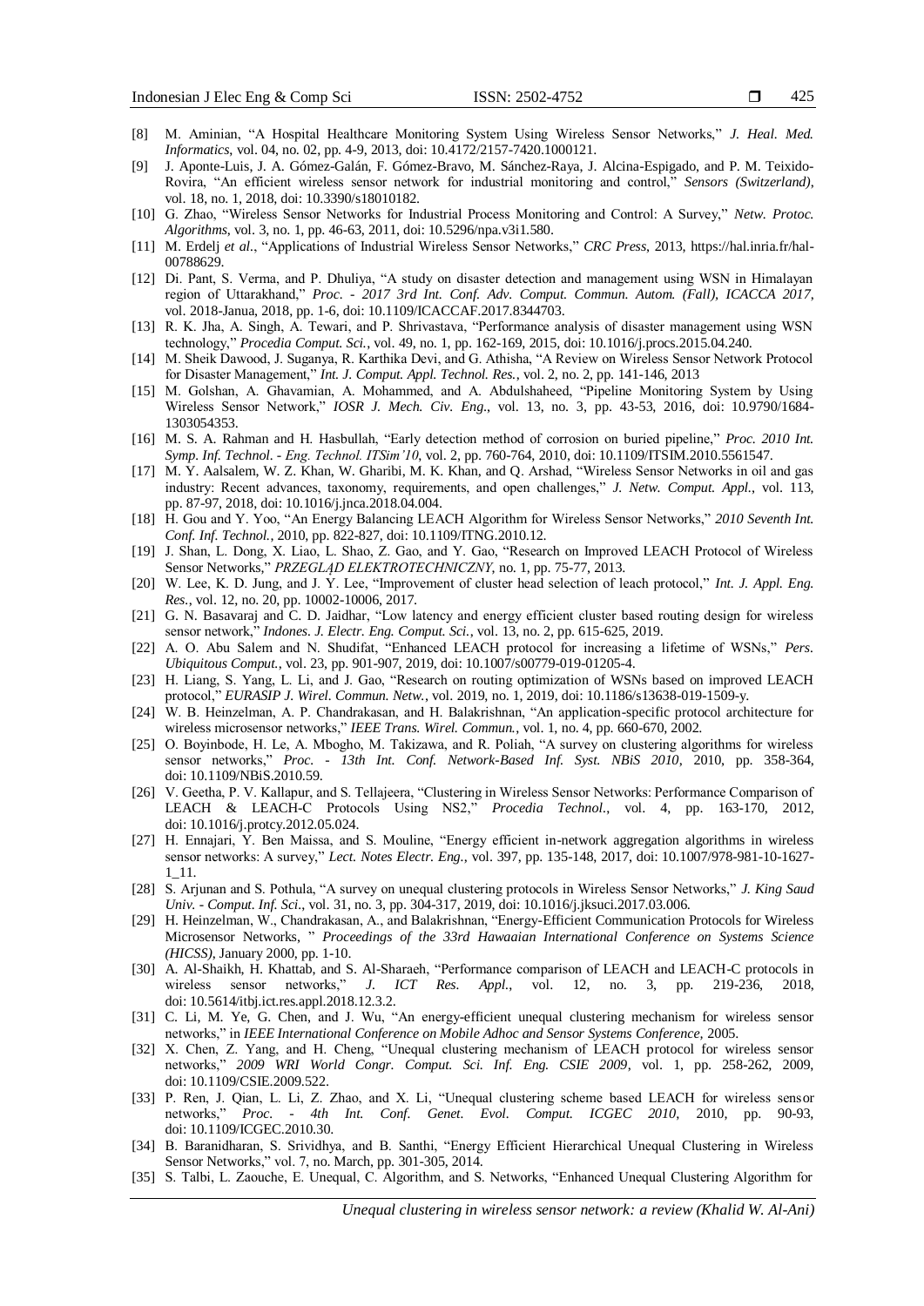[8] M. Aminian, "A Hospital Healthcare Monitoring System Using Wireless Sensor Networks," *J. Heal. Med. Informatics*, vol. 04, no. 02, pp. 4-9, 2013, doi: 10.4172/2157-7420.1000121.

[9] J. Aponte-Luis, J. A. Gómez-Galán, F. Gómez-Bravo, M. Sánchez-Raya, J. Alcina-Espigado, and P. M. Teixido-Rovira, "An efficient wireless sensor network for industrial monitoring and control," *Sensors (Switzerland)*, vol. 18, no. 1, 2018, doi: 10.3390/s18010182.

[10] G. Zhao, "Wireless Sensor Networks for Industrial Process Monitoring and Control: A Survey," *Netw. Protoc. Algorithms*, vol. 3, no. 1, pp. 46-63, 2011, doi: 10.5296/npa.v3i1.580.

[11] M. Erdelj *et al.*, "Applications of Industrial Wireless Sensor Networks," *CRC Press*, 2013, https://hal.inria.fr/hal-00788629.

[12] Di. Pant, S. Verma, and P. Dhuliya, "A study on disaster detection and management using WSN in Himalayan region of Uttarakhand," *Proc. - 2017 3rd Int. Conf. Adv. Comput. Commun. Autom. (Fall), ICACCA 2017*, vol. 2018-Janua, 2018, pp. 1-6, doi: 10.1109/ICACCAF.2017.8344703.

[13] R. K. Jha, A. Singh, A. Tewari, and P. Shrivastava, "Performance analysis of disaster management using WSN technology," *Procedia Comput. Sci.*, vol. 49, no. 1, pp. 162-169, 2015, doi: 10.1016/j.procs.2015.04.240.

[14] M. Sheik Dawood, J. Suganya, R. Karthika Devi, and G. Athisha, "A Review on Wireless Sensor Network Protocol for Disaster Management," *Int. J. Comput. Appl. Technol. Res.*, vol. 2, no. 2, pp. 141-146, 2013

[15] M. Golshan, A. Ghavamian, A. Mohammed, and A. Abdulshaheed, "Pipeline Monitoring System by Using Wireless Sensor Network," *IOSR J. Mech. Civ. Eng.*, vol. 13, no. 3, pp. 43-53, 2016, doi: 10.9790/1684-1303054353.

[16] M. S. A. Rahman and H. Hasbullah, "Early detection method of corrosion on buried pipeline," *Proc. 2010 Int. Symp. Inf. Technol. - Eng. Technol. ITSim'10*, vol. 2, pp. 760-764, 2010, doi: 10.1109/ITSIM.2010.5561547.

[17] M. Y. Aalsalem, W. Z. Khan, W. Gharibi, M. K. Khan, and Q. Arshad, "Wireless Sensor Networks in oil and gas industry: Recent advances, taxonomy, requirements, and open challenges," *J. Netw. Comput. Appl.*, vol. 113, pp. 87-97, 2018, doi: 10.1016/j.jnca.2018.04.004.

[18] H. Gou and Y. Yoo, "An Energy Balancing LEACH Algorithm for Wireless Sensor Networks," *2010 Seventh Int. Conf. Inf. Technol.*, 2010, pp. 822-827, doi: 10.1109/ITNG.2010.12.

[19] J. Shan, L. Dong, X. Liao, L. Shao, Z. Gao, and Y. Gao, "Research on Improved LEACH Protocol of Wireless Sensor Networks," *PRZEGLĄD ELEKTROTECHNICZNY*, no. 1, pp. 75-77, 2013.

[20] W. Lee, K. D. Jung, and J. Y. Lee, "Improvement of cluster head selection of leach protocol," *Int. J. Appl. Eng. Res.*, vol. 12, no. 20, pp. 10002-10006, 2017.

[21] G. N. Basavaraj and C. D. Jaidhar, "Low latency and energy efficient cluster based routing design for wireless sensor network," *Indones. J. Electr. Eng. Comput. Sci.*, vol. 13, no. 2, pp. 615-625, 2019.

[22] A. O. Abu Salem and N. Shudifat, "Enhanced LEACH protocol for increasing a lifetime of WSNs," *Pers. Ubiquitous Comput.*, vol. 23, pp. 901-907, 2019, doi: 10.1007/s00779-019-01205-4.

[23] H. Liang, S. Yang, L. Li, and J. Gao, "Research on routing optimization of WSNs based on improved LEACH protocol," *EURASIP J. Wirel. Commun. Netw.*, vol. 2019, no. 1, 2019, doi: 10.1186/s13638-019-1509-y.

[24] W. B. Heinzelman, A. P. Chandrakasan, and H. Balakrishnan, "An application-specific protocol architecture for wireless microsensor networks," *IEEE Trans. Wirel. Commun.*, vol. 1, no. 4, pp. 660-670, 2002.

[25] O. Boyinbode, H. Le, A. Mbogho, M. Takizawa, and R. Poliah, "A survey on clustering algorithms for wireless sensor networks," *Proc. - 13th Int. Conf. Network-Based Inf. Syst. NBiS 2010*, 2010, pp. 358-364, doi: 10.1109/NBiS.2010.59.

[26] V. Geetha, P. V. Kallapur, and S. Tellajeera, "Clustering in Wireless Sensor Networks: Performance Comparison of LEACH & LEACH-C Protocols Using NS2," *Procedia Technol.*, vol. 4, pp. 163-170, 2012, doi: 10.1016/j.protcy.2012.05.024.

[27] H. Ennajari, Y. Ben Maissa, and S. Mouline, "Energy efficient in-network aggregation algorithms in wireless sensor networks: A survey," *Lect. Notes Electr. Eng.*, vol. 397, pp. 135-148, 2017, doi: 10.1007/978-981-10-1627-1_11.

[28] S. Arjunan and S. Pothula, "A survey on unequal clustering protocols in Wireless Sensor Networks," *J. King Saud Univ. - Comput. Inf. Sci.*, vol. 31, no. 3, pp. 304-317, 2019, doi: 10.1016/j.jksuci.2017.03.006.

[29] H. Heinzelman, W., Chandrakasan, A., and Balakrishnan, "Energy-Efficient Communication Protocols for Wireless Microsensor Networks, " *Proceedings of the 33rd Hawaaian International Conference on Systems Science (HICSS)*, January 2000, pp. 1-10.

[30] A. Al-Shaikh, H. Khattab, and S. Al-Sharaeh, "Performance comparison of LEACH and LEACH-C protocols in wireless sensor networks," *J. ICT Res. Appl.*, vol. 12, no. 3, pp. 219-236, 2018, doi: 10.5614/itbj.ict.res.appl.2018.12.3.2.

[31] C. Li, M. Ye, G. Chen, and J. Wu, "An energy-efficient unequal clustering mechanism for wireless sensor networks," in *IEEE International Conference on Mobile Adhoc and Sensor Systems Conference*, 2005.

[32] X. Chen, Z. Yang, and H. Cheng, "Unequal clustering mechanism of LEACH protocol for wireless sensor networks," *2009 WRI World Congr. Comput. Sci. Inf. Eng. CSIE 2009*, vol. 1, pp. 258-262, 2009, doi: 10.1109/CSIE.2009.522.

[33] P. Ren, J. Qian, L. Li, Z. Zhao, and X. Li, "Unequal clustering scheme based LEACH for wireless sensor networks," *Proc. - 4th Int. Conf. Genet. Evol. Comput. ICGEC 2010*, 2010, pp. 90-93, doi: 10.1109/ICGEC.2010.30.

[34] B. Baranidharan, S. Srividhya, and B. Santhi, "Energy Efficient Hierarchical Unequal Clustering in Wireless Sensor Networks," vol. 7, no. March, pp. 301-305, 2014.

[35] S. Talbi, L. Zaouche, E. Unequal, C. Algorithm, and S. Networks, "Enhanced Unequal Clustering Algorithm for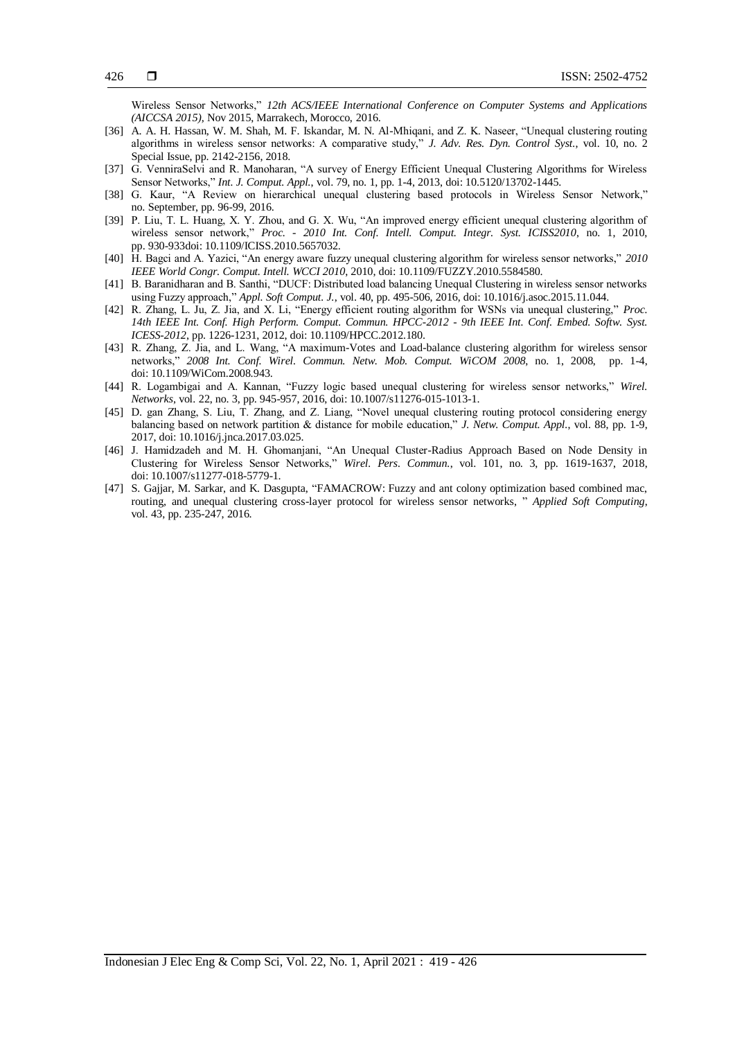Wireless Sensor Networks," *12th ACS/IEEE International Conference on Computer Systems and Applications (AICCSA 2015)*, Nov 2015, Marrakech, Morocco, 2016.

[36] A. A. H. Hassan, W. M. Shah, M. F. Iskandar, M. N. Al-Mhiqani, and Z. K. Naseer, "Unequal clustering routing algorithms in wireless sensor networks: A comparative study," *J. Adv. Res. Dyn. Control Syst.*, vol. 10, no. 2 Special Issue, pp. 2142-2156, 2018.

[37] G. VenniraSelvi and R. Manoharan, "A survey of Energy Efficient Unequal Clustering Algorithms for Wireless Sensor Networks," *Int. J. Comput. Appl.*, vol. 79, no. 1, pp. 1-4, 2013, doi: 10.5120/13702-1445.

[38] G. Kaur, "A Review on hierarchical unequal clustering based protocols in Wireless Sensor Network," no. September, pp. 96-99, 2016.

[39] P. Liu, T. L. Huang, X. Y. Zhou, and G. X. Wu, "An improved energy efficient unequal clustering algorithm of wireless sensor network," *Proc. - 2010 Int. Conf. Intell. Comput. Integr. Syst. ICISS2010*, no. 1, 2010, pp. 930-933doi: 10.1109/ICISS.2010.5657032.

[40] H. Bagci and A. Yazici, "An energy aware fuzzy unequal clustering algorithm for wireless sensor networks," *2010 IEEE World Congr. Comput. Intell. WCCI 2010*, 2010, doi: 10.1109/FUZZY.2010.5584580.

[41] B. Baranidharan and B. Santhi, "DUCF: Distributed load balancing Unequal Clustering in wireless sensor networks using Fuzzy approach," *Appl. Soft Comput. J.*, vol. 40, pp. 495-506, 2016, doi: 10.1016/j.asoc.2015.11.044.

[42] R. Zhang, L. Ju, Z. Jia, and X. Li, "Energy efficient routing algorithm for WSNs via unequal clustering," *Proc. 14th IEEE Int. Conf. High Perform. Comput. Commun. HPCC-2012 - 9th IEEE Int. Conf. Embed. Softw. Syst. ICESS-2012*, pp. 1226-1231, 2012, doi: 10.1109/HPCC.2012.180.

[43] R. Zhang, Z. Jia, and L. Wang, "A maximum-Votes and Load-balance clustering algorithm for wireless sensor networks," *2008 Int. Conf. Wirel. Commun. Netw. Mob. Comput. WiCOM 2008*, no. 1, 2008, pp. 1-4, doi: 10.1109/WiCom.2008.943.

[44] R. Logambigai and A. Kannan, "Fuzzy logic based unequal clustering for wireless sensor networks," *Wirel. Networks*, vol. 22, no. 3, pp. 945-957, 2016, doi: 10.1007/s11276-015-1013-1.

[45] D. gan Zhang, S. Liu, T. Zhang, and Z. Liang, "Novel unequal clustering routing protocol considering energy balancing based on network partition & distance for mobile education," *J. Netw. Comput. Appl.*, vol. 88, pp. 1-9, 2017, doi: 10.1016/j.jnca.2017.03.025.

[46] J. Hamidzadeh and M. H. Ghomanjani, "An Unequal Cluster-Radius Approach Based on Node Density in Clustering for Wireless Sensor Networks," *Wirel. Pers. Commun.*, vol. 101, no. 3, pp. 1619-1637, 2018, doi: 10.1007/s11277-018-5779-1.

[47] S. Gajjar, M. Sarkar, and K. Dasgupta, "FAMACROW: Fuzzy and ant colony optimization based combined mac, routing, and unequal clustering cross-layer protocol for wireless sensor networks, " *Applied Soft Computing*, vol. 43, pp. 235-247, 2016.